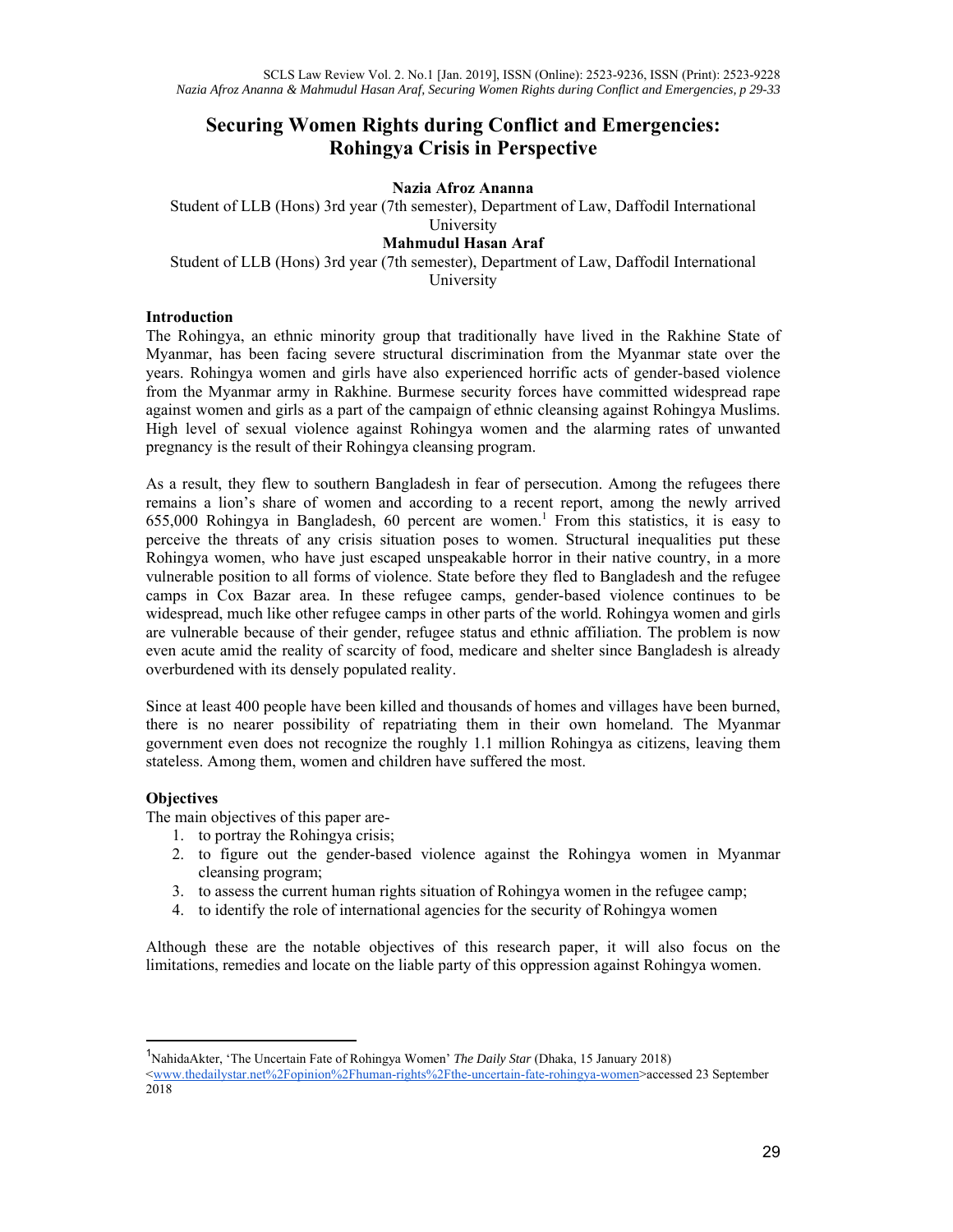# Securing Women Rights during Conflict and Emergencies: Rohingya Crisis in Perspective

**Nazia Afroz Ananna**

Student of LLB (Hons) 3rd year (7th semester), Department of Law, Daffodil International University

**Mahmudul Hasan Araf**

Student of LLB (Hons) 3rd year (7th semester), Department of Law, Daffodil International University

## Introduction

The Rohingya, an ethnic minority group that traditionally have lived in the Rakhine State of Myanmar, has been facing severe structural discrimination from the Myanmar state over the years. Rohingya women and girls have also experienced horrific acts of gender-based violence from the Myanmar army in Rakhine. Burmese security forces have committed widespread rape against women and girls as a part of the campaign of ethnic cleansing against Rohingya Muslims. High level of sexual violence against Rohingya women and the alarming rates of unwanted pregnancy is the result of their Rohingya cleansing program.

As a result, they flew to southern Bangladesh in fear of persecution. Among the refugees there remains a lion's share of women and according to a recent report, among the newly arrived 655,000 Rohingya in Bangladesh, 60 percent are women.[1] From this statistics, it is easy to perceive the threats of any crisis situation poses to women. Structural inequalities put these Rohingya women, who have just escaped unspeakable horror in their native country, in a more vulnerable position to all forms of violence. State before they fled to Bangladesh and the refugee camps in Cox Bazar area. In these refugee camps, gender-based violence continues to be widespread, much like other refugee camps in other parts of the world. Rohingya women and girls are vulnerable because of their gender, refugee status and ethnic affiliation. The problem is now even acute amid the reality of scarcity of food, medicare and shelter since Bangladesh is already overburdened with its densely populated reality.

Since at least 400 people have been killed and thousands of homes and villages have been burned, there is no nearer possibility of repatriating them in their own homeland. The Myanmar government even does not recognize the roughly 1.1 million Rohingya as citizens, leaving them stateless. Among them, women and children have suffered the most.

## Objectives

The main objectives of this paper are-

1. to portray the Rohingya crisis;
2. to figure out the gender-based violence against the Rohingya women in Myanmar cleansing program;
3. to assess the current human rights situation of Rohingya women in the refugee camp;
4. to identify the role of international agencies for the security of Rohingya women

Although these are the notable objectives of this research paper, it will also focus on the limitations, remedies and locate on the liable party of this oppression against Rohingya women.

---

[1] NahidaAkter, 'The Uncertain Fate of Rohingya Women' *The Daily Star* (Dhaka, 15 January 2018) <www.thedailystar.net%2Fopinion%2Fhuman-rights%2Fthe-uncertain-fate-rohingya-women>accessed 23 September 2018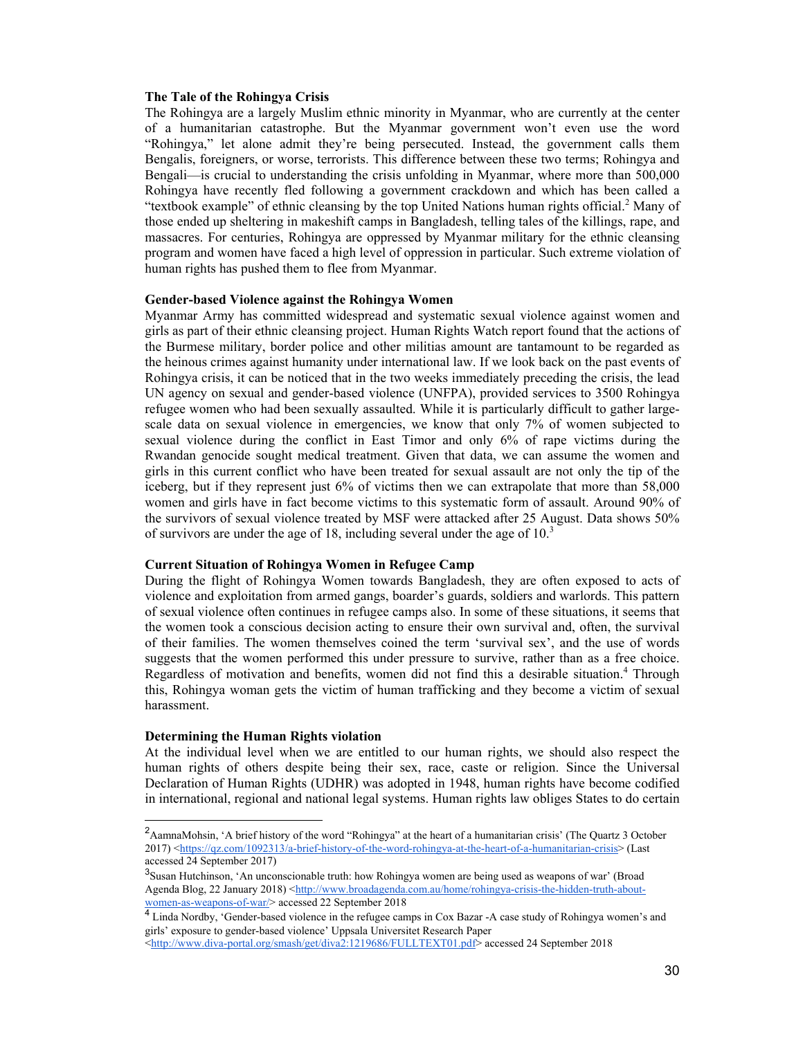**The Tale of the Rohingya Crisis**

The Rohingya are a largely Muslim ethnic minority in Myanmar, who are currently at the center of a humanitarian catastrophe. But the Myanmar government won't even use the word "Rohingya," let alone admit they're being persecuted. Instead, the government calls them Bengalis, foreigners, or worse, terrorists. This difference between these two terms; Rohingya and Bengali—is crucial to understanding the crisis unfolding in Myanmar, where more than 500,000 Rohingya have recently fled following a government crackdown and which has been called a "textbook example" of ethnic cleansing by the top United Nations human rights official.[2] Many of those ended up sheltering in makeshift camps in Bangladesh, telling tales of the killings, rape, and massacres. For centuries, Rohingya are oppressed by Myanmar military for the ethnic cleansing program and women have faced a high level of oppression in particular. Such extreme violation of human rights has pushed them to flee from Myanmar.

**Gender-based Violence against the Rohingya Women**

Myanmar Army has committed widespread and systematic sexual violence against women and girls as part of their ethnic cleansing project. Human Rights Watch report found that the actions of the Burmese military, border police and other militias amount are tantamount to be regarded as the heinous crimes against humanity under international law. If we look back on the past events of Rohingya crisis, it can be noticed that in the two weeks immediately preceding the crisis, the lead UN agency on sexual and gender-based violence (UNFPA), provided services to 3500 Rohingya refugee women who had been sexually assaulted. While it is particularly difficult to gather large-scale data on sexual violence in emergencies, we know that only 7% of women subjected to sexual violence during the conflict in East Timor and only 6% of rape victims during the Rwandan genocide sought medical treatment. Given that data, we can assume the women and girls in this current conflict who have been treated for sexual assault are not only the tip of the iceberg, but if they represent just 6% of victims then we can extrapolate that more than 58,000 women and girls have in fact become victims to this systematic form of assault. Around 90% of the survivors of sexual violence treated by MSF were attacked after 25 August. Data shows 50% of survivors are under the age of 18, including several under the age of 10.[3]

**Current Situation of Rohingya Women in Refugee Camp**

During the flight of Rohingya Women towards Bangladesh, they are often exposed to acts of violence and exploitation from armed gangs, boarder's guards, soldiers and warlords. This pattern of sexual violence often continues in refugee camps also. In some of these situations, it seems that the women took a conscious decision acting to ensure their own survival and, often, the survival of their families. The women themselves coined the term 'survival sex', and the use of words suggests that the women performed this under pressure to survive, rather than as a free choice. Regardless of motivation and benefits, women did not find this a desirable situation.[4] Through this, Rohingya woman gets the victim of human trafficking and they become a victim of sexual harassment.

**Determining the Human Rights violation**

At the individual level when we are entitled to our human rights, we should also respect the human rights of others despite being their sex, race, caste or religion. Since the Universal Declaration of Human Rights (UDHR) was adopted in 1948, human rights have become codified in international, regional and national legal systems. Human rights law obliges States to do certain

---

[2] AamnaMohsin, 'A brief history of the word "Rohingya" at the heart of a humanitarian crisis' (The Quartz 3 October 2017) <https://qz.com/1092313/a-brief-history-of-the-word-rohingya-at-the-heart-of-a-humanitarian-crisis> (Last accessed 24 September 2017)

[3] Susan Hutchinson, 'An unconscionable truth: how Rohingya women are being used as weapons of war' (Broad Agenda Blog, 22 January 2018) <http://www.broadagenda.com.au/home/rohingya-crisis-the-hidden-truth-about-women-as-weapons-of-war/> accessed 22 September 2018

[4] Linda Nordby, 'Gender-based violence in the refugee camps in Cox Bazar -A case study of Rohingya women's and girls' exposure to gender-based violence' Uppsala Universitet Research Paper <http://www.diva-portal.org/smash/get/diva2:1219686/FULLTEXT01.pdf> accessed 24 September 2018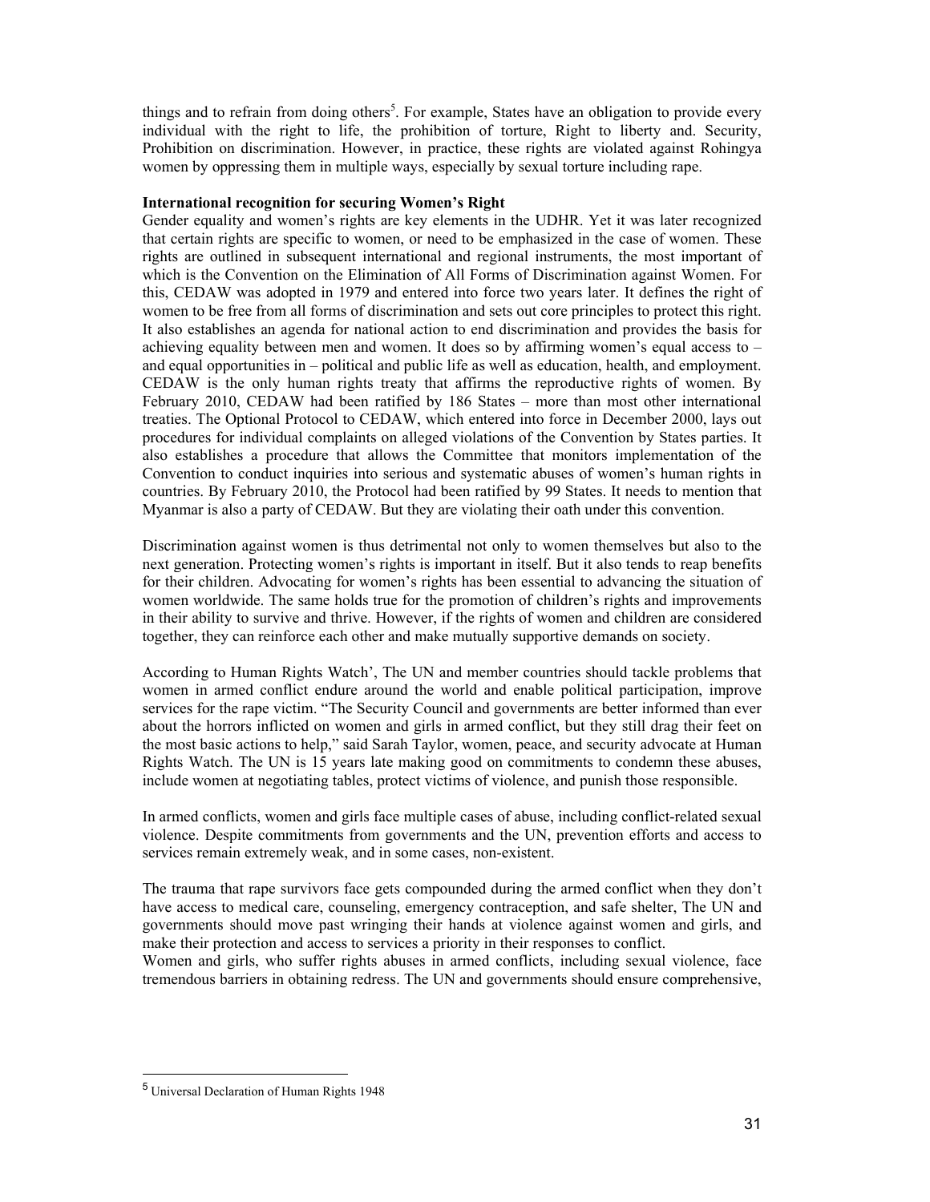things and to refrain from doing others[5]. For example, States have an obligation to provide every individual with the right to life, the prohibition of torture, Right to liberty and. Security, Prohibition on discrimination. However, in practice, these rights are violated against Rohingya women by oppressing them in multiple ways, especially by sexual torture including rape.

**International recognition for securing Women's Right**

Gender equality and women's rights are key elements in the UDHR. Yet it was later recognized that certain rights are specific to women, or need to be emphasized in the case of women. These rights are outlined in subsequent international and regional instruments, the most important of which is the Convention on the Elimination of All Forms of Discrimination against Women. For this, CEDAW was adopted in 1979 and entered into force two years later. It defines the right of women to be free from all forms of discrimination and sets out core principles to protect this right. It also establishes an agenda for national action to end discrimination and provides the basis for achieving equality between men and women. It does so by affirming women's equal access to – and equal opportunities in – political and public life as well as education, health, and employment. CEDAW is the only human rights treaty that affirms the reproductive rights of women. By February 2010, CEDAW had been ratified by 186 States – more than most other international treaties. The Optional Protocol to CEDAW, which entered into force in December 2000, lays out procedures for individual complaints on alleged violations of the Convention by States parties. It also establishes a procedure that allows the Committee that monitors implementation of the Convention to conduct inquiries into serious and systematic abuses of women's human rights in countries. By February 2010, the Protocol had been ratified by 99 States. It needs to mention that Myanmar is also a party of CEDAW. But they are violating their oath under this convention.

Discrimination against women is thus detrimental not only to women themselves but also to the next generation. Protecting women's rights is important in itself. But it also tends to reap benefits for their children. Advocating for women's rights has been essential to advancing the situation of women worldwide. The same holds true for the promotion of children's rights and improvements in their ability to survive and thrive. However, if the rights of women and children are considered together, they can reinforce each other and make mutually supportive demands on society.

According to Human Rights Watch', The UN and member countries should tackle problems that women in armed conflict endure around the world and enable political participation, improve services for the rape victim. "The Security Council and governments are better informed than ever about the horrors inflicted on women and girls in armed conflict, but they still drag their feet on the most basic actions to help," said Sarah Taylor, women, peace, and security advocate at Human Rights Watch. The UN is 15 years late making good on commitments to condemn these abuses, include women at negotiating tables, protect victims of violence, and punish those responsible.

In armed conflicts, women and girls face multiple cases of abuse, including conflict-related sexual violence. Despite commitments from governments and the UN, prevention efforts and access to services remain extremely weak, and in some cases, non-existent.

The trauma that rape survivors face gets compounded during the armed conflict when they don't have access to medical care, counseling, emergency contraception, and safe shelter, The UN and governments should move past wringing their hands at violence against women and girls, and make their protection and access to services a priority in their responses to conflict.

Women and girls, who suffer rights abuses in armed conflicts, including sexual violence, face tremendous barriers in obtaining redress. The UN and governments should ensure comprehensive,

---

[5] Universal Declaration of Human Rights 1948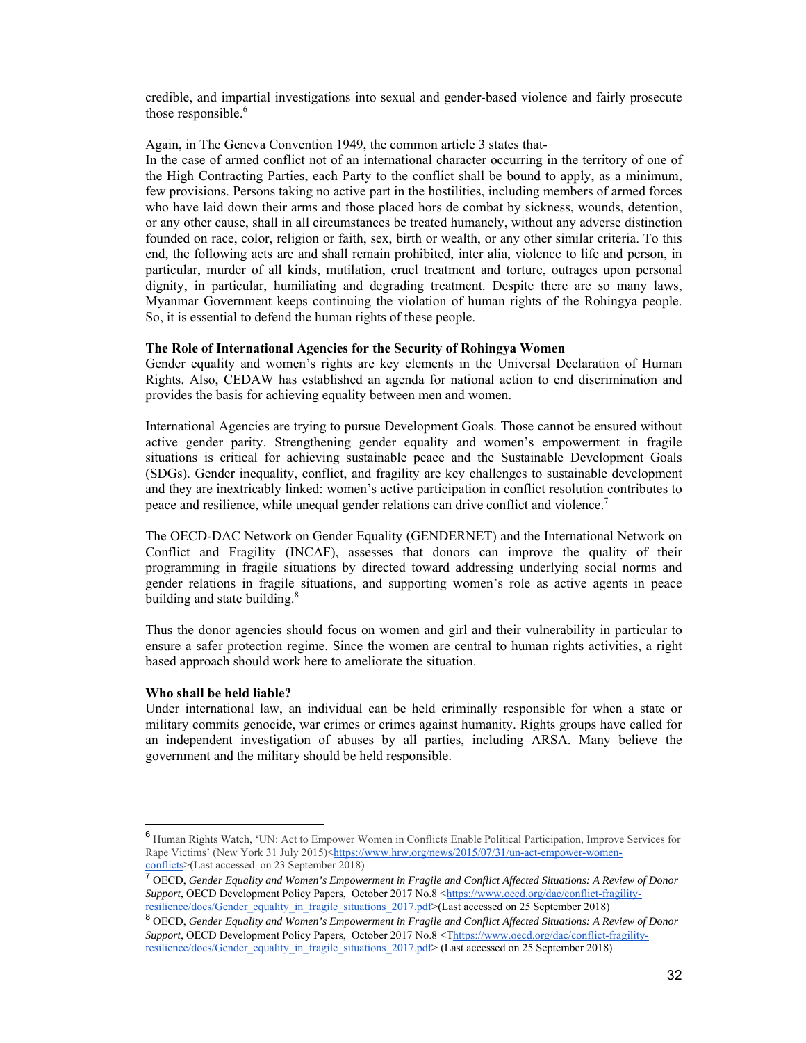credible, and impartial investigations into sexual and gender-based violence and fairly prosecute those responsible.[6]

Again, in The Geneva Convention 1949, the common article 3 states that-
In the case of armed conflict not of an international character occurring in the territory of one of the High Contracting Parties, each Party to the conflict shall be bound to apply, as a minimum, few provisions. Persons taking no active part in the hostilities, including members of armed forces who have laid down their arms and those placed hors de combat by sickness, wounds, detention, or any other cause, shall in all circumstances be treated humanely, without any adverse distinction founded on race, color, religion or faith, sex, birth or wealth, or any other similar criteria. To this end, the following acts are and shall remain prohibited, inter alia, violence to life and person, in particular, murder of all kinds, mutilation, cruel treatment and torture, outrages upon personal dignity, in particular, humiliating and degrading treatment. Despite there are so many laws, Myanmar Government keeps continuing the violation of human rights of the Rohingya people. So, it is essential to defend the human rights of these people.

**The Role of International Agencies for the Security of Rohingya Women**
Gender equality and women's rights are key elements in the Universal Declaration of Human Rights. Also, CEDAW has established an agenda for national action to end discrimination and provides the basis for achieving equality between men and women.

International Agencies are trying to pursue Development Goals. Those cannot be ensured without active gender parity. Strengthening gender equality and women's empowerment in fragile situations is critical for achieving sustainable peace and the Sustainable Development Goals (SDGs). Gender inequality, conflict, and fragility are key challenges to sustainable development and they are inextricably linked: women's active participation in conflict resolution contributes to peace and resilience, while unequal gender relations can drive conflict and violence.[7]

The OECD-DAC Network on Gender Equality (GENDERNET) and the International Network on Conflict and Fragility (INCAF), assesses that donors can improve the quality of their programming in fragile situations by directed toward addressing underlying social norms and gender relations in fragile situations, and supporting women's role as active agents in peace building and state building.[8]

Thus the donor agencies should focus on women and girl and their vulnerability in particular to ensure a safer protection regime. Since the women are central to human rights activities, a right based approach should work here to ameliorate the situation.

**Who shall be held liable?**
Under international law, an individual can be held criminally responsible for when a state or military commits genocide, war crimes or crimes against humanity. Rights groups have called for an independent investigation of abuses by all parties, including ARSA. Many believe the government and the military should be held responsible.

---

[6] Human Rights Watch, 'UN: Act to Empower Women in Conflicts Enable Political Participation, Improve Services for Rape Victims' (New York 31 July 2015)<https://www.hrw.org/news/2015/07/31/un-act-empower-women-conflicts>(Last accessed on 23 September 2018)

[7] OECD, *Gender Equality and Women's Empowerment in Fragile and Conflict Affected Situations: A Review of Donor Support*, OECD Development Policy Papers, October 2017 No.8 <https://www.oecd.org/dac/conflict-fragility-resilience/docs/Gender_equality_in_fragile_situations_2017.pdf>(Last accessed on 25 September 2018)

[8] OECD, *Gender Equality and Women's Empowerment in Fragile and Conflict Affected Situations: A Review of Donor Support*, OECD Development Policy Papers, October 2017 No.8 <Thttps://www.oecd.org/dac/conflict-fragility-resilience/docs/Gender_equality_in_fragile_situations_2017.pdf> (Last accessed on 25 September 2018)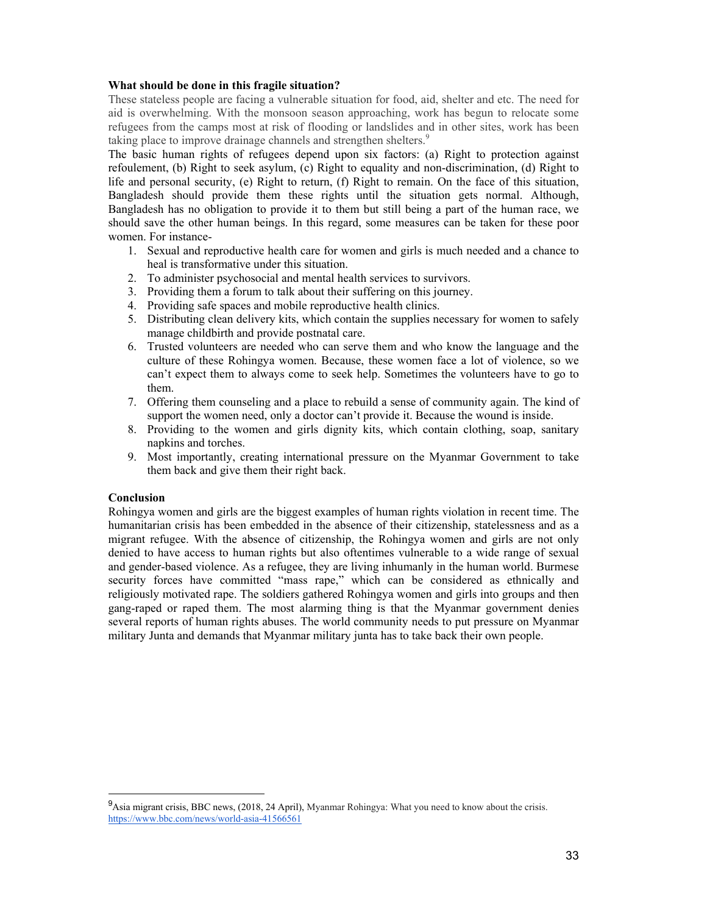### What should be done in this fragile situation?

These stateless people are facing a vulnerable situation for food, aid, shelter and etc. The need for aid is overwhelming. With the monsoon season approaching, work has begun to relocate some refugees from the camps most at risk of flooding or landslides and in other sites, work has been taking place to improve drainage channels and strengthen shelters.[9]

The basic human rights of refugees depend upon six factors: (a) Right to protection against refoulement, (b) Right to seek asylum, (c) Right to equality and non-discrimination, (d) Right to life and personal security, (e) Right to return, (f) Right to remain. On the face of this situation, Bangladesh should provide them these rights until the situation gets normal. Although, Bangladesh has no obligation to provide it to them but still being a part of the human race, we should save the other human beings. In this regard, some measures can be taken for these poor women. For instance-

1. Sexual and reproductive health care for women and girls is much needed and a chance to heal is transformative under this situation.
2. To administer psychosocial and mental health services to survivors.
3. Providing them a forum to talk about their suffering on this journey.
4. Providing safe spaces and mobile reproductive health clinics.
5. Distributing clean delivery kits, which contain the supplies necessary for women to safely manage childbirth and provide postnatal care.
6. Trusted volunteers are needed who can serve them and who know the language and the culture of these Rohingya women. Because, these women face a lot of violence, so we can't expect them to always come to seek help. Sometimes the volunteers have to go to them.
7. Offering them counseling and a place to rebuild a sense of community again. The kind of support the women need, only a doctor can't provide it. Because the wound is inside.
8. Providing to the women and girls dignity kits, which contain clothing, soap, sanitary napkins and torches.
9. Most importantly, creating international pressure on the Myanmar Government to take them back and give them their right back.

### Conclusion

Rohingya women and girls are the biggest examples of human rights violation in recent time. The humanitarian crisis has been embedded in the absence of their citizenship, statelessness and as a migrant refugee. With the absence of citizenship, the Rohingya women and girls are not only denied to have access to human rights but also oftentimes vulnerable to a wide range of sexual and gender-based violence. As a refugee, they are living inhumanly in the human world. Burmese security forces have committed "mass rape," which can be considered as ethnically and religiously motivated rape. The soldiers gathered Rohingya women and girls into groups and then gang-raped or raped them. The most alarming thing is that the Myanmar government denies several reports of human rights abuses. The world community needs to put pressure on Myanmar military Junta and demands that Myanmar military junta has to take back their own people.

---

[9] Asia migrant crisis, BBC news, (2018, 24 April), Myanmar Rohingya: What you need to know about the crisis. https://www.bbc.com/news/world-asia-41566561